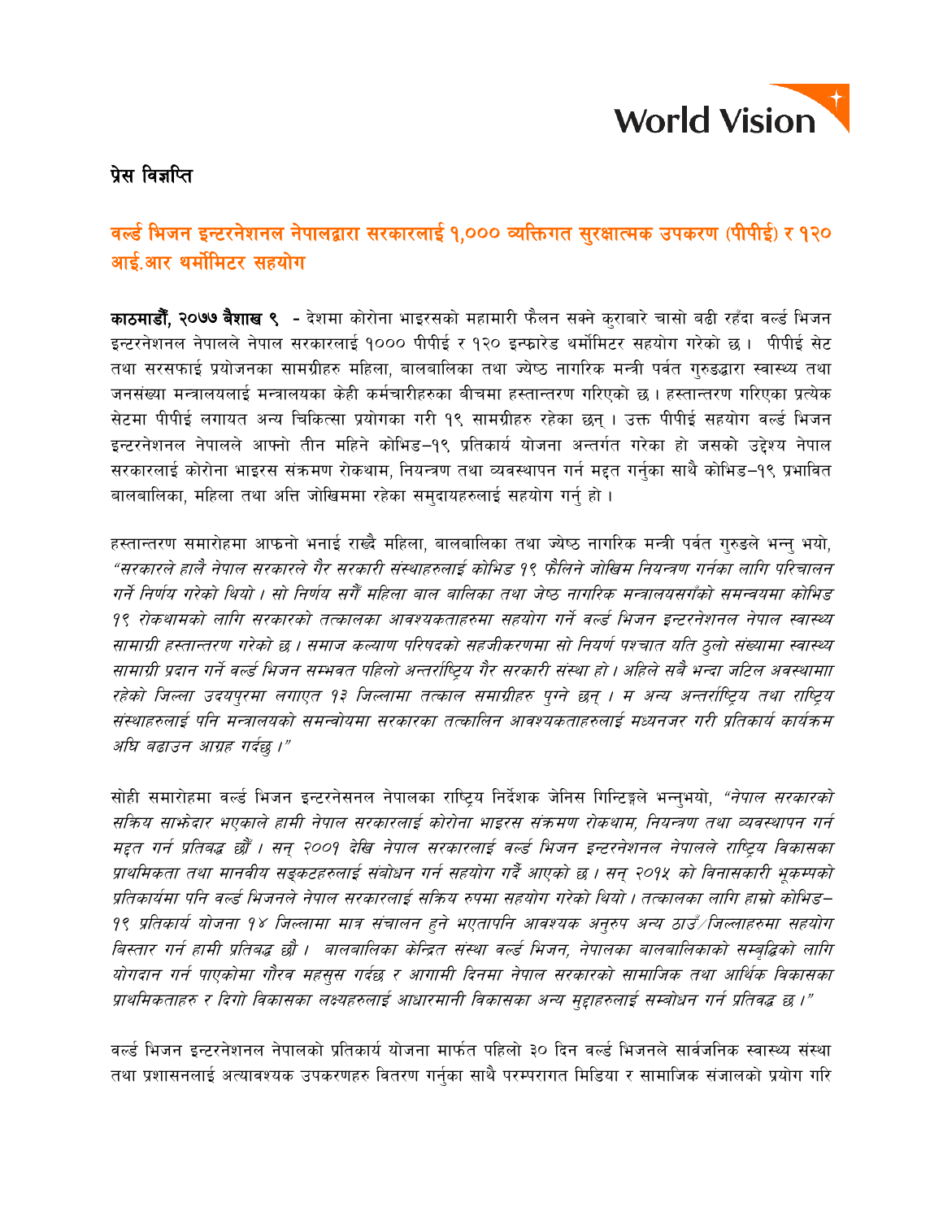World Vision

प्रेस विज्ञप्ति

## वर्ल्ड भिजन इन्टरनेशनल नेपालद्वारा सरकारलाई १,००० व्यक्तिगत सुरक्षात्मक उपकरण (पीपीई) र १२० आई.आर थर्मोमिटर सहयोग

**काठमाडौं, २०७७ बैशाख ९** - देशमा कोरोना भाइरसको महामारी फैलन सक्ने कुराबारे चासो बढी रहँदा वर्ल्ड भिजन इन्टरनेशनल नेपालले नेपाल सरकारलाई १००० पीपीई र १२० इन्फारेड थर्मोमिटर सहयोग गरेको छ। पीपीई सेट तथा सरसफाई प्रयोजनका सामग्रीहरु महिला, बालबालिका तथा ज्येष्ठ नागरिक मन्त्री पर्वत गुरुङद्वारा स्वास्थ्य तथा जनसंख्या मन्त्रालयलाई मन्त्रालयका केही कर्मचारीहरुका बीचमा हस्तान्तरण गरिएको छ। हस्तान्तरण गरिएका प्रत्येक सेटमा पीपीई लगायत अन्य चिकित्सा प्रयोगका गरी १९ सामग्रीहरु रहेका छन्। उक्त पीपीई सहयोग वर्ल्ड भिजन इन्टरनेशनल नेपालले आफ्नो तीन महिने कोभिड–१९ प्रतिकार्य योजना अन्तर्गत गरेका हो जसको उद्देश्य नेपाल सरकारलाई कोरोना भाइरस संक्रमण रोकथाम, नियन्त्रण तथा व्यवस्थापन गर्न मद्दत गर्नुका साथै कोभिड–१९ प्रभावित बालबालिका, महिला तथा अत्ति जोखिममा रहेका समुदायहरुलाई सहयोग गर्नु हो।

हस्तान्तरण समारोहमा आफ्नो भनाई राख्दै महिला, बालबालिका तथा ज्येष्ठ नागरिक मन्त्री पर्वत गुरुङले भन्नु भयो, *"सरकारले हालै नेपाल सरकारले गैर सरकारी संस्थाहरुलाई कोभिड १९ फैलिने जोखिम नियन्त्रण गर्नका लागि परिचालन गर्ने निर्णय गरेको थियो। सो निर्णय सगैं महिला बाल बालिका तथा जेष्ठ नागरिक मन्त्रालयसगँको समन्वयमा कोभिड १९ रोकथामको लागि सरकारको तत्कालका आवश्यकताहरुमा सहयोग गर्ने वर्ल्ड भिजन इन्टरनेशनल नेपाल स्वास्थ्य सामाग्री हस्तान्तरण गरेको छ। समाज कल्याण परिषदको सहजीकरणमा सो निर्णय पश्चात यति ठुलो संख्यामा स्वास्थ्य सामाग्री प्रदान गर्ने वर्ल्ड भिजन सम्भवत पहिलो अन्तर्राष्ट्रिय गैर सरकारी संस्था हो। अहिले सबै भन्दा जटिल अवस्थामाा रहेको जिल्ला उदयपुरमा लगाएत १३ जिल्लामा तत्काल समाग्रीहरु पुग्ने छन्। म अन्य अन्तर्राष्ट्रिय तथा राष्ट्रिय संस्थाहरुलाई पनि मन्त्रालयको समन्वोयमा सरकारका तत्कालिन आवश्यकताहरुलाई मध्यनजर गरी प्रतिकार्य कार्यक्रम अघि बढाउन आग्रह गर्दछु।"*

सोही समारोहमा वर्ल्ड भिजन इन्टरनेसनल नेपालका राष्ट्रिय निर्देशक जेनिस गिन्टिङ्गले भन्नुभयो, *"नेपाल सरकारको सक्रिय साझेदार भएकाले हामी नेपाल सरकारलाई कोरोना भाइरस संक्रमण रोकथाम, नियन्त्रण तथा व्यवस्थापन गर्न मद्दत गर्न प्रतिबद्ध छौं। सन् २००१ देखि नेपाल सरकारलाई वर्ल्ड भिजन इन्टरनेशनल नेपालले राष्ट्रिय विकासका प्राथमिकता तथा मानवीय सङ्कटहरुलाई संबोधन गर्न सहयोग गर्दै आएको छ। सन् २०१५ को विनासकारी भूकम्पको प्रतिकार्यमा पनि वर्ल्ड भिजनले नेपाल सरकारलाई सक्रिय रुपमा सहयोग गरेको थियो। तत्कालका लागि हाम्रो कोभिड–१९ प्रतिकार्य योजना १४ जिल्लामा मात्र संचालन हुने भएतापनि आवश्यक अनुरुप अन्य ठाउँ/जिल्लाहरुमा सहयोग बिस्तार गर्न हामी प्रतिबद्ध छौ। बालबालिका केन्द्रित संस्था वर्ल्ड भिजन, नेपालका बालबालिकाको सम्वृद्धिको लागि योगदान गर्न पाएकोमा गौरव महसुस गर्दछ र आगामी दिनमा नेपाल सरकारको सामाजिक तथा आर्थिक विकासका प्राथमिकताहरु र दिगो विकासका लक्ष्यहरुलाई आधारमानी विकासका अन्य मुद्दाहरुलाई सम्बोधन गर्न प्रतिवद्ध छ।"*

वर्ल्ड भिजन इन्टरनेशनल नेपालको प्रतिकार्य योजना मार्फत पहिलो ३० दिन वर्ल्ड भिजनले सार्वजनिक स्वास्थ्य संस्था तथा प्रशासनलाई अत्यावश्यक उपकरणहरु वितरण गर्नुका साथै परम्परागत मिडिया र सामाजिक संजालको प्रयोग गरि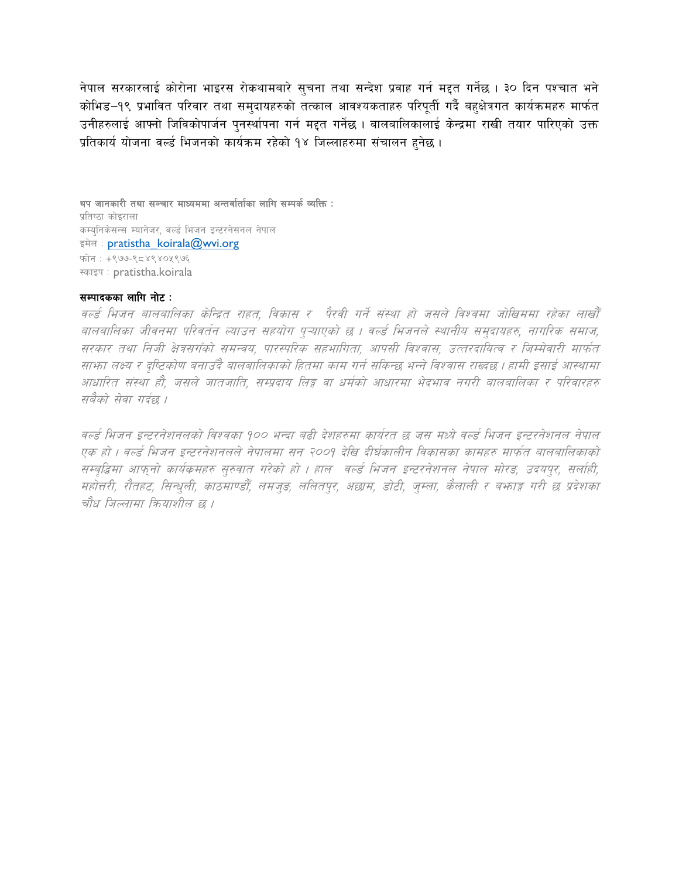नेपाल सरकारलाई कोरोना भाइरस रोकथामबारे सुचना तथा सन्देश प्रवाह गर्न मद्दत गर्नेछ । ३० दिन पश्चात भने कोभिड–१९ प्रभावित परिवार तथा समुदायहरुको तत्काल आवश्यकताहरु परिपूर्ती गर्दै बहुक्षेत्रगत कार्यक्रमहरु मार्फत उनीहरुलाई आफ्नो जिविकोपार्जन पुनर्स्थापना गर्न मद्दत गर्नेछ । बालबालिकालाई केन्द्रमा राखी तयार पारिएको उक्त प्रतिकार्य योजना वर्ल्ड भिजनको कार्यक्रम रहेको १४ जिल्लाहरुमा संचालन हुनेछ ।

**थप जानकारी तथा सञ्चार माध्यममा अन्तर्वार्ताका लागि सम्पर्क व्यक्ति :**
प्रतिष्ठा कोइराला
कम्युनिकेसन्स म्यानेजर, वर्ल्ड भिजन इन्टरनेसनल नेपाल
इमेल : pratistha_koirala@wvi.org
फोन : +९७७-९८४९४०५९७६
स्काइप : pratistha.koirala

**सम्पादकका लागि नोट :**

*वर्ल्ड भिजन बालबालिका केन्द्रित राहत, विकास र पैरवी गर्ने संस्था हो जसले विश्वमा जोखिममा रहेका लाखौं बालबालिका जीवनमा परिवर्तन ल्याउन सहयोग पुर्‍याएको छ । वर्ल्ड भिजनले स्थानीय समुदायहरु, नागरिक समाज, सरकार तथा निजी क्षेत्रसगँको समन्वय, पारस्परिक सहभागिता, आपसी विश्वास, उत्तरदायित्व र जिम्मेवारी मार्फत साझा लक्ष्य र दृष्टिकोण बनाउँदै बालबालिकाको हितमा काम गर्न सकिन्छ भन्ने विश्वास राख्दछ । हामी इसाई आस्थामा आधारित संस्था हौं, जसले जातजाति, सम्प्रदाय लिङ्ग वा धर्मको आधारमा भेदभाव नगरी बालबालिका र परिवारहरु सबैको सेवा गर्दछ ।*

*वर्ल्ड भिजन इन्टरनेशनलको विश्वका १०० भन्दा बढी देशहरुमा कार्यरत छ जस मध्ये वर्ल्ड भिजन इन्टरनेशनल नेपाल एक हो । वर्ल्ड भिजन इन्टरनेशनलले नेपालमा सन २००१ देखि दीर्घकालीन विकासका कामहरु मार्फत बालबालिकाको सम्वृद्धिमा आफ्नो कार्यक्रमहरु सुरुवात गरेको हो । हाल वर्ल्ड भिजन इन्टरनेशनल नेपाल मोरङ, उदयपुर, सर्लाही, महोत्तरी, रौतहट, सिन्धुली, काठमाण्डौं, लमजुङ, ललितपुर, अछाम, डोटी, जुम्ला, कैलाली र बझाङ गरी छ प्रदेशका चौध जिल्लामा क्रियाशील छ ।*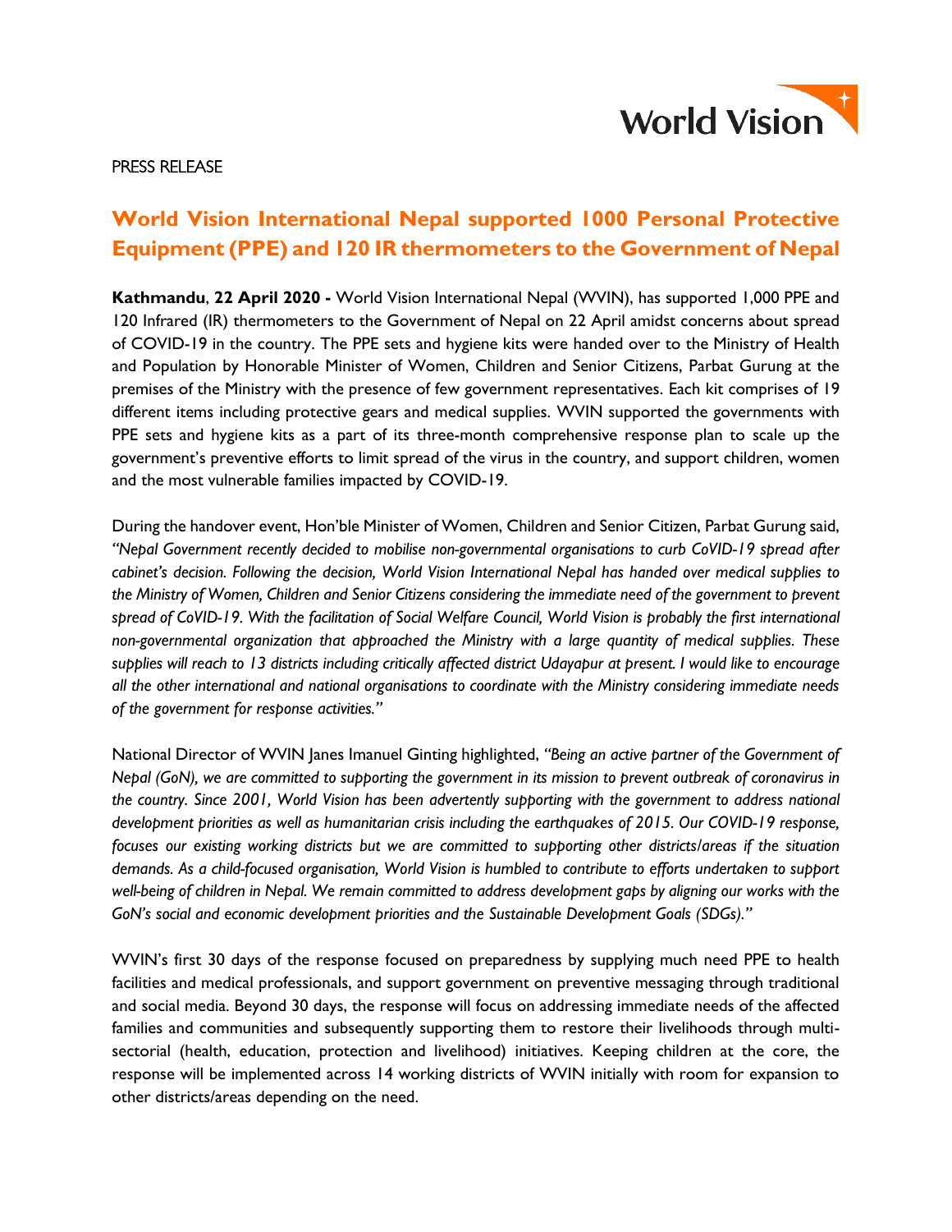PRESS RELEASE

# World Vision International Nepal supported 1000 Personal Protective Equipment (PPE) and 120 IR thermometers to the Government of Nepal

**Kathmandu**, **22 April 2020 -** World Vision International Nepal (WVIN), has supported 1,000 PPE and 120 Infrared (IR) thermometers to the Government of Nepal on 22 April amidst concerns about spread of COVID-19 in the country. The PPE sets and hygiene kits were handed over to the Ministry of Health and Population by Honorable Minister of Women, Children and Senior Citizens, Parbat Gurung at the premises of the Ministry with the presence of few government representatives. Each kit comprises of 19 different items including protective gears and medical supplies. WVIN supported the governments with PPE sets and hygiene kits as a part of its three-month comprehensive response plan to scale up the government's preventive efforts to limit spread of the virus in the country, and support children, women and the most vulnerable families impacted by COVID-19.

During the handover event, Hon'ble Minister of Women, Children and Senior Citizen, Parbat Gurung said, *"Nepal Government recently decided to mobilise non-governmental organisations to curb CoVID-19 spread after cabinet's decision. Following the decision, World Vision International Nepal has handed over medical supplies to the Ministry of Women, Children and Senior Citizens considering the immediate need of the government to prevent spread of CoVID-19. With the facilitation of Social Welfare Council, World Vision is probably the first international non-governmental organization that approached the Ministry with a large quantity of medical supplies. These supplies will reach to 13 districts including critically affected district Udayapur at present. I would like to encourage all the other international and national organisations to coordinate with the Ministry considering immediate needs of the government for response activities."*

National Director of WVIN Janes Imanuel Ginting highlighted, *"Being an active partner of the Government of Nepal (GoN), we are committed to supporting the government in its mission to prevent outbreak of coronavirus in the country. Since 2001, World Vision has been advertently supporting with the government to address national development priorities as well as humanitarian crisis including the earthquakes of 2015. Our COVID-19 response, focuses our existing working districts but we are committed to supporting other districts/areas if the situation demands. As a child-focused organisation, World Vision is humbled to contribute to efforts undertaken to support well-being of children in Nepal. We remain committed to address development gaps by aligning our works with the GoN's social and economic development priorities and the Sustainable Development Goals (SDGs)."*

WVIN's first 30 days of the response focused on preparedness by supplying much need PPE to health facilities and medical professionals, and support government on preventive messaging through traditional and social media. Beyond 30 days, the response will focus on addressing immediate needs of the affected families and communities and subsequently supporting them to restore their livelihoods through multi-sectorial (health, education, protection and livelihood) initiatives. Keeping children at the core, the response will be implemented across 14 working districts of WVIN initially with room for expansion to other districts/areas depending on the need.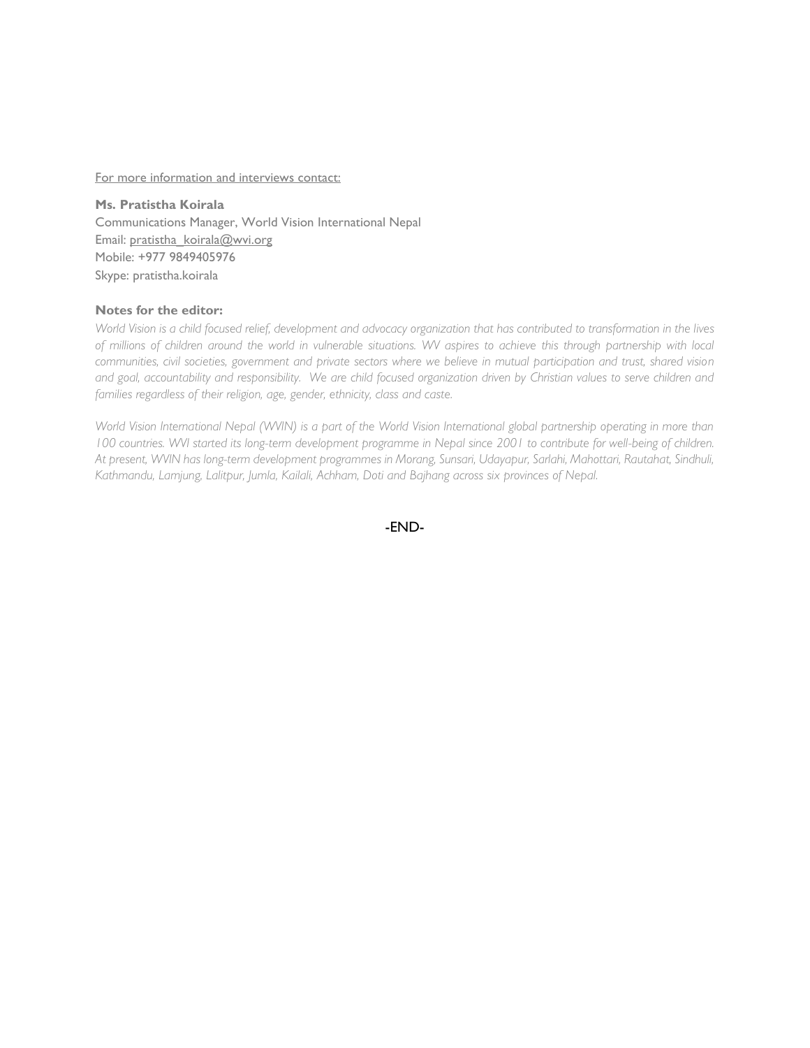For more information and interviews contact:

**Ms. Pratistha Koirala**
Communications Manager, World Vision International Nepal
Email: pratistha_koirala@wvi.org
Mobile: +977 9849405976
Skype: pratistha.koirala

**Notes for the editor:**

*World Vision is a child focused relief, development and advocacy organization that has contributed to transformation in the lives of millions of children around the world in vulnerable situations. WV aspires to achieve this through partnership with local communities, civil societies, government and private sectors where we believe in mutual participation and trust, shared vision and goal, accountability and responsibility. We are child focused organization driven by Christian values to serve children and families regardless of their religion, age, gender, ethnicity, class and caste.*

*World Vision International Nepal (WVIN) is a part of the World Vision International global partnership operating in more than 100 countries. WVI started its long-term development programme in Nepal since 2001 to contribute for well-being of children. At present, WVIN has long-term development programmes in Morang, Sunsari, Udayapur, Sarlahi, Mahottari, Rautahat, Sindhuli, Kathmandu, Lamjung, Lalitpur, Jumla, Kailali, Achham, Doti and Bajhang across six provinces of Nepal.*

-END-